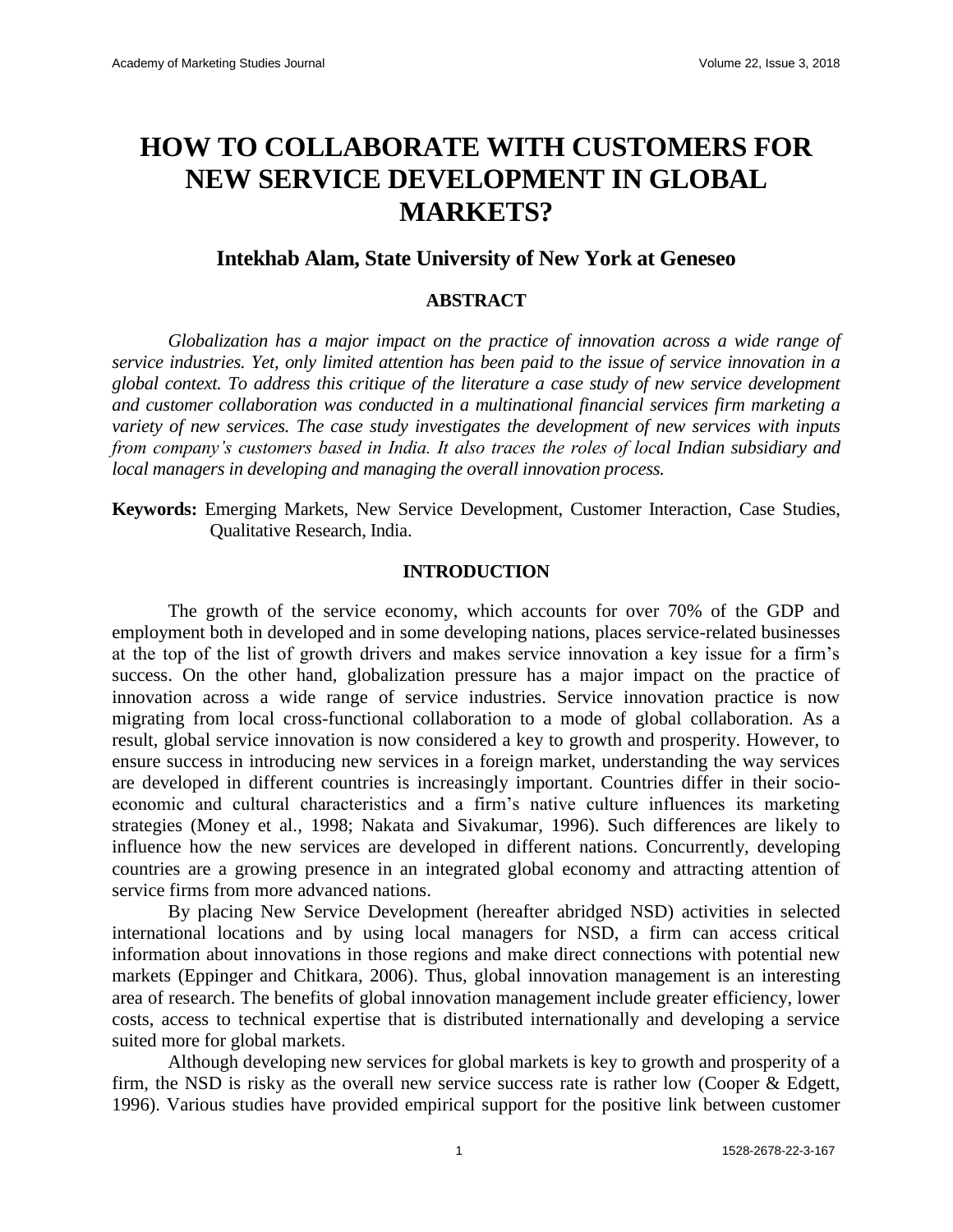# HOW TO COLLABORATE WITH CUSTOMERS FOR NEW SERVICE DEVELOPMENT IN GLOBAL MARKETS?

### Intekhab Alam, State University of New York at Geneseo

## ABSTRACT

*Globalization has a major impact on the practice of innovation across a wide range of service industries. Yet, only limited attention has been paid to the issue of service innovation in a global context. To address this critique of the literature a case study of new service development and customer collaboration was conducted in a multinational financial services firm marketing a variety of new services. The case study investigates the development of new services with inputs from company's customers based in India. It also traces the roles of local Indian subsidiary and local managers in developing and managing the overall innovation process.*

**Keywords:** Emerging Markets, New Service Development, Customer Interaction, Case Studies, Qualitative Research, India.

## INTRODUCTION

The growth of the service economy, which accounts for over 70% of the GDP and employment both in developed and in some developing nations, places service-related businesses at the top of the list of growth drivers and makes service innovation a key issue for a firm's success. On the other hand, globalization pressure has a major impact on the practice of innovation across a wide range of service industries. Service innovation practice is now migrating from local cross-functional collaboration to a mode of global collaboration. As a result, global service innovation is now considered a key to growth and prosperity. However, to ensure success in introducing new services in a foreign market, understanding the way services are developed in different countries is increasingly important. Countries differ in their socio-economic and cultural characteristics and a firm's native culture influences its marketing strategies (Money et al., 1998; Nakata and Sivakumar, 1996). Such differences are likely to influence how the new services are developed in different nations. Concurrently, developing countries are a growing presence in an integrated global economy and attracting attention of service firms from more advanced nations.

By placing New Service Development (hereafter abridged NSD) activities in selected international locations and by using local managers for NSD, a firm can access critical information about innovations in those regions and make direct connections with potential new markets (Eppinger and Chitkara, 2006). Thus, global innovation management is an interesting area of research. The benefits of global innovation management include greater efficiency, lower costs, access to technical expertise that is distributed internationally and developing a service suited more for global markets.

Although developing new services for global markets is key to growth and prosperity of a firm, the NSD is risky as the overall new service success rate is rather low (Cooper & Edgett, 1996). Various studies have provided empirical support for the positive link between customer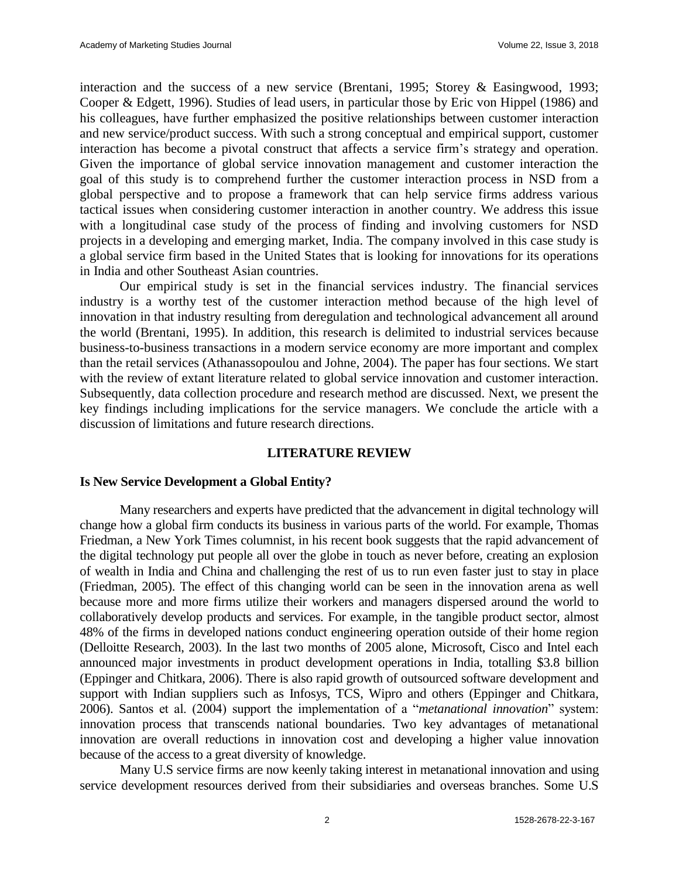interaction and the success of a new service (Brentani, 1995; Storey & Easingwood, 1993; Cooper & Edgett, 1996). Studies of lead users, in particular those by Eric von Hippel (1986) and his colleagues, have further emphasized the positive relationships between customer interaction and new service/product success. With such a strong conceptual and empirical support, customer interaction has become a pivotal construct that affects a service firm's strategy and operation. Given the importance of global service innovation management and customer interaction the goal of this study is to comprehend further the customer interaction process in NSD from a global perspective and to propose a framework that can help service firms address various tactical issues when considering customer interaction in another country. We address this issue with a longitudinal case study of the process of finding and involving customers for NSD projects in a developing and emerging market, India. The company involved in this case study is a global service firm based in the United States that is looking for innovations for its operations in India and other Southeast Asian countries.

Our empirical study is set in the financial services industry. The financial services industry is a worthy test of the customer interaction method because of the high level of innovation in that industry resulting from deregulation and technological advancement all around the world (Brentani, 1995). In addition, this research is delimited to industrial services because business-to-business transactions in a modern service economy are more important and complex than the retail services (Athanassopoulou and Johne, 2004). The paper has four sections. We start with the review of extant literature related to global service innovation and customer interaction. Subsequently, data collection procedure and research method are discussed. Next, we present the key findings including implications for the service managers. We conclude the article with a discussion of limitations and future research directions.

## LITERATURE REVIEW

### Is New Service Development a Global Entity?

Many researchers and experts have predicted that the advancement in digital technology will change how a global firm conducts its business in various parts of the world. For example, Thomas Friedman, a New York Times columnist, in his recent book suggests that the rapid advancement of the digital technology put people all over the globe in touch as never before, creating an explosion of wealth in India and China and challenging the rest of us to run even faster just to stay in place (Friedman, 2005). The effect of this changing world can be seen in the innovation arena as well because more and more firms utilize their workers and managers dispersed around the world to collaboratively develop products and services. For example, in the tangible product sector, almost 48% of the firms in developed nations conduct engineering operation outside of their home region (Delloitte Research, 2003). In the last two months of 2005 alone, Microsoft, Cisco and Intel each announced major investments in product development operations in India, totalling \$3.8 billion (Eppinger and Chitkara, 2006). There is also rapid growth of outsourced software development and support with Indian suppliers such as Infosys, TCS, Wipro and others (Eppinger and Chitkara, 2006). Santos et al. (2004) support the implementation of a "*metanational innovation*" system: innovation process that transcends national boundaries. Two key advantages of metanational innovation are overall reductions in innovation cost and developing a higher value innovation because of the access to a great diversity of knowledge.

Many U.S service firms are now keenly taking interest in metanational innovation and using service development resources derived from their subsidiaries and overseas branches. Some U.S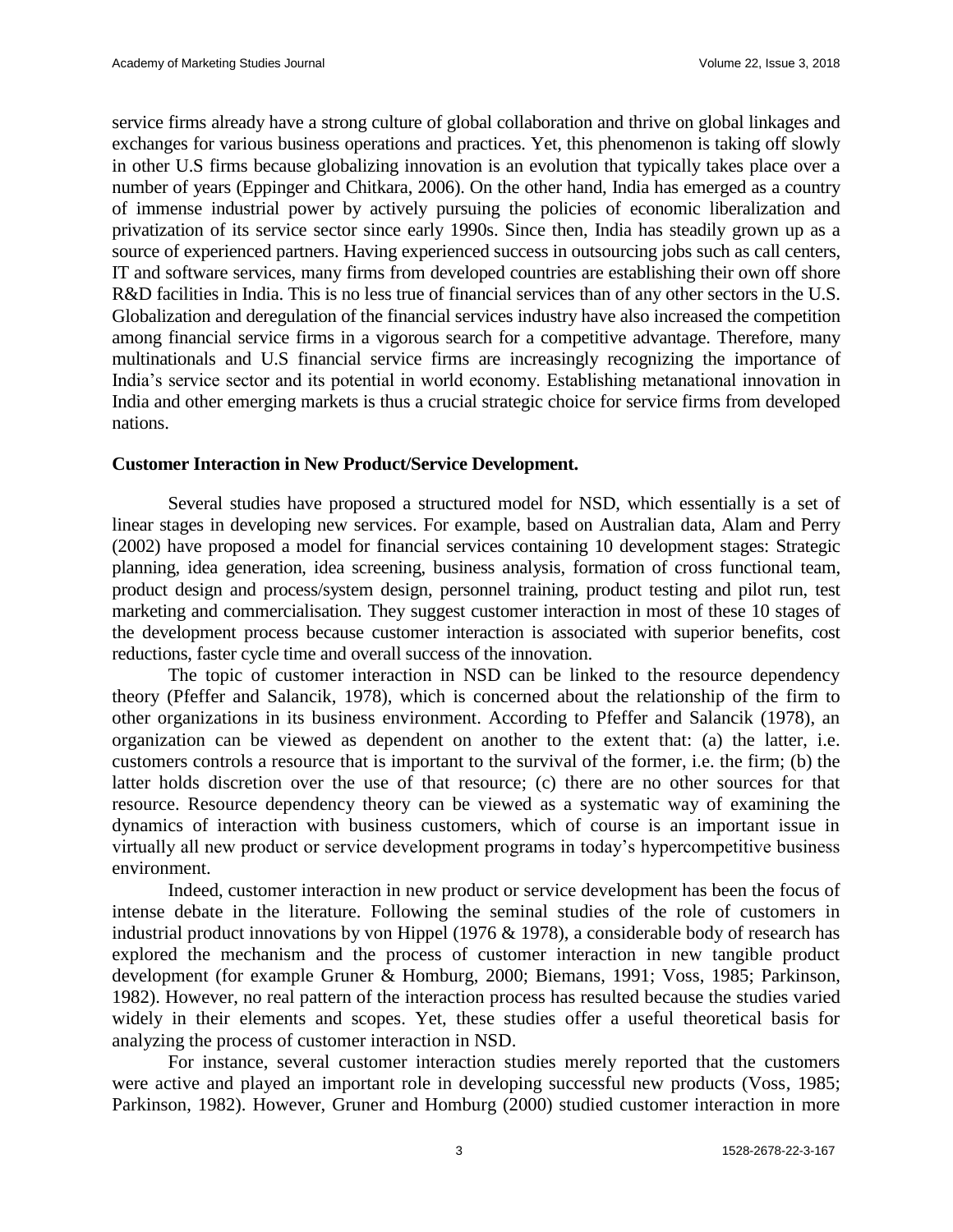service firms already have a strong culture of global collaboration and thrive on global linkages and exchanges for various business operations and practices. Yet, this phenomenon is taking off slowly in other U.S firms because globalizing innovation is an evolution that typically takes place over a number of years (Eppinger and Chitkara, 2006). On the other hand, India has emerged as a country of immense industrial power by actively pursuing the policies of economic liberalization and privatization of its service sector since early 1990s. Since then, India has steadily grown up as a source of experienced partners. Having experienced success in outsourcing jobs such as call centers, IT and software services, many firms from developed countries are establishing their own off shore R&D facilities in India. This is no less true of financial services than of any other sectors in the U.S. Globalization and deregulation of the financial services industry have also increased the competition among financial service firms in a vigorous search for a competitive advantage. Therefore, many multinationals and U.S financial service firms are increasingly recognizing the importance of India's service sector and its potential in world economy. Establishing metanational innovation in India and other emerging markets is thus a crucial strategic choice for service firms from developed nations.

**Customer Interaction in New Product/Service Development.**

Several studies have proposed a structured model for NSD, which essentially is a set of linear stages in developing new services. For example, based on Australian data, Alam and Perry (2002) have proposed a model for financial services containing 10 development stages: Strategic planning, idea generation, idea screening, business analysis, formation of cross functional team, product design and process/system design, personnel training, product testing and pilot run, test marketing and commercialisation. They suggest customer interaction in most of these 10 stages of the development process because customer interaction is associated with superior benefits, cost reductions, faster cycle time and overall success of the innovation.

The topic of customer interaction in NSD can be linked to the resource dependency theory (Pfeffer and Salancik, 1978), which is concerned about the relationship of the firm to other organizations in its business environment. According to Pfeffer and Salancik (1978), an organization can be viewed as dependent on another to the extent that: (a) the latter, i.e. customers controls a resource that is important to the survival of the former, i.e. the firm; (b) the latter holds discretion over the use of that resource; (c) there are no other sources for that resource. Resource dependency theory can be viewed as a systematic way of examining the dynamics of interaction with business customers, which of course is an important issue in virtually all new product or service development programs in today's hypercompetitive business environment.

Indeed, customer interaction in new product or service development has been the focus of intense debate in the literature. Following the seminal studies of the role of customers in industrial product innovations by von Hippel (1976 & 1978), a considerable body of research has explored the mechanism and the process of customer interaction in new tangible product development (for example Gruner & Homburg, 2000; Biemans, 1991; Voss, 1985; Parkinson, 1982). However, no real pattern of the interaction process has resulted because the studies varied widely in their elements and scopes. Yet, these studies offer a useful theoretical basis for analyzing the process of customer interaction in NSD.

For instance, several customer interaction studies merely reported that the customers were active and played an important role in developing successful new products (Voss, 1985; Parkinson, 1982). However, Gruner and Homburg (2000) studied customer interaction in more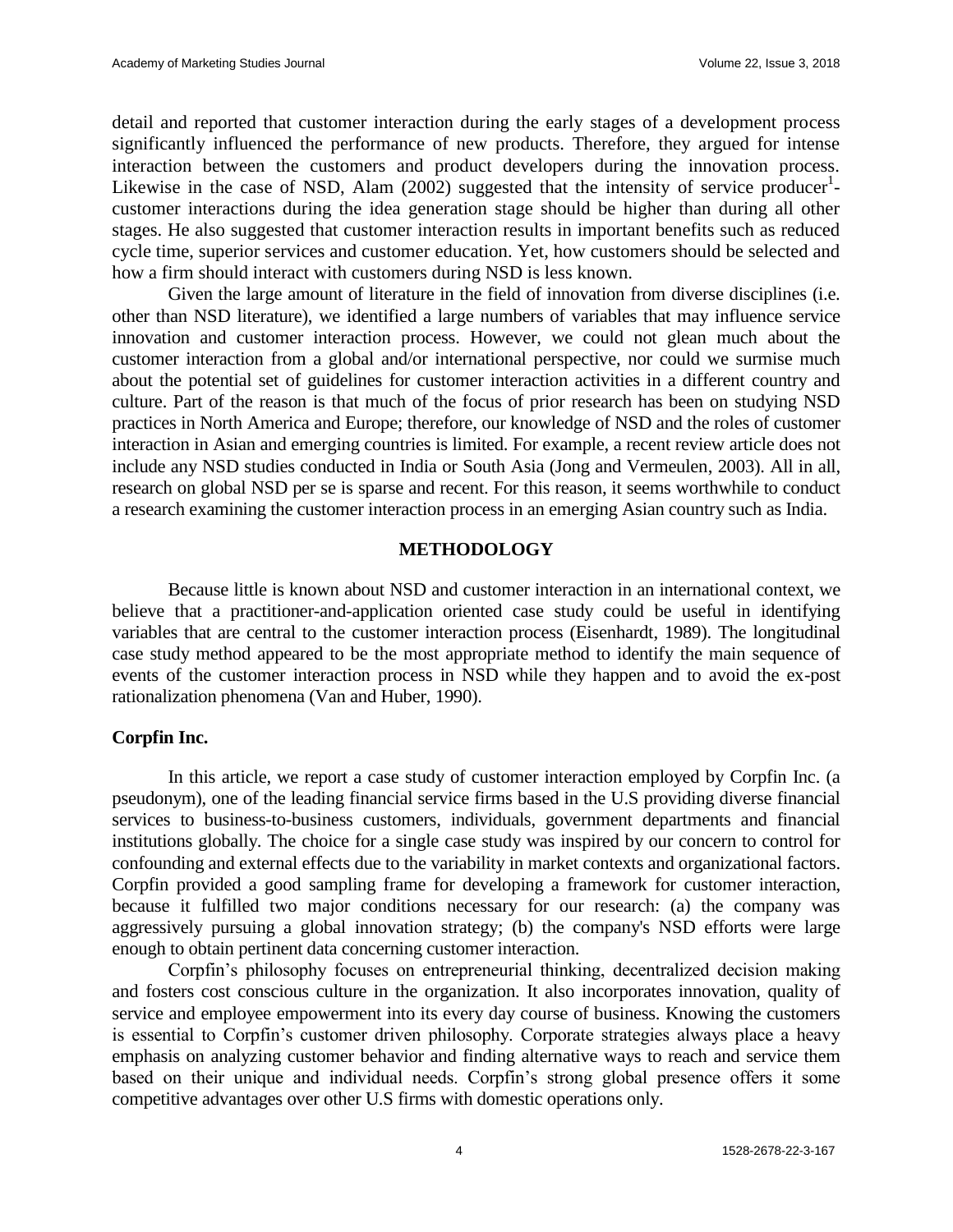detail and reported that customer interaction during the early stages of a development process significantly influenced the performance of new products. Therefore, they argued for intense interaction between the customers and product developers during the innovation process. Likewise in the case of NSD, Alam (2002) suggested that the intensity of service producer[1]-customer interactions during the idea generation stage should be higher than during all other stages. He also suggested that customer interaction results in important benefits such as reduced cycle time, superior services and customer education. Yet, how customers should be selected and how a firm should interact with customers during NSD is less known.

Given the large amount of literature in the field of innovation from diverse disciplines (i.e. other than NSD literature), we identified a large numbers of variables that may influence service innovation and customer interaction process. However, we could not glean much about the customer interaction from a global and/or international perspective, nor could we surmise much about the potential set of guidelines for customer interaction activities in a different country and culture. Part of the reason is that much of the focus of prior research has been on studying NSD practices in North America and Europe; therefore, our knowledge of NSD and the roles of customer interaction in Asian and emerging countries is limited. For example, a recent review article does not include any NSD studies conducted in India or South Asia (Jong and Vermeulen, 2003). All in all, research on global NSD per se is sparse and recent. For this reason, it seems worthwhile to conduct a research examining the customer interaction process in an emerging Asian country such as India.

## METHODOLOGY

Because little is known about NSD and customer interaction in an international context, we believe that a practitioner-and-application oriented case study could be useful in identifying variables that are central to the customer interaction process (Eisenhardt, 1989). The longitudinal case study method appeared to be the most appropriate method to identify the main sequence of events of the customer interaction process in NSD while they happen and to avoid the ex-post rationalization phenomena (Van and Huber, 1990).

### Corpfin Inc.

In this article, we report a case study of customer interaction employed by Corpfin Inc. (a pseudonym), one of the leading financial service firms based in the U.S providing diverse financial services to business-to-business customers, individuals, government departments and financial institutions globally. The choice for a single case study was inspired by our concern to control for confounding and external effects due to the variability in market contexts and organizational factors. Corpfin provided a good sampling frame for developing a framework for customer interaction, because it fulfilled two major conditions necessary for our research: (a) the company was aggressively pursuing a global innovation strategy; (b) the company's NSD efforts were large enough to obtain pertinent data concerning customer interaction.

Corpfin's philosophy focuses on entrepreneurial thinking, decentralized decision making and fosters cost conscious culture in the organization. It also incorporates innovation, quality of service and employee empowerment into its every day course of business. Knowing the customers is essential to Corpfin's customer driven philosophy. Corporate strategies always place a heavy emphasis on analyzing customer behavior and finding alternative ways to reach and service them based on their unique and individual needs. Corpfin's strong global presence offers it some competitive advantages over other U.S firms with domestic operations only.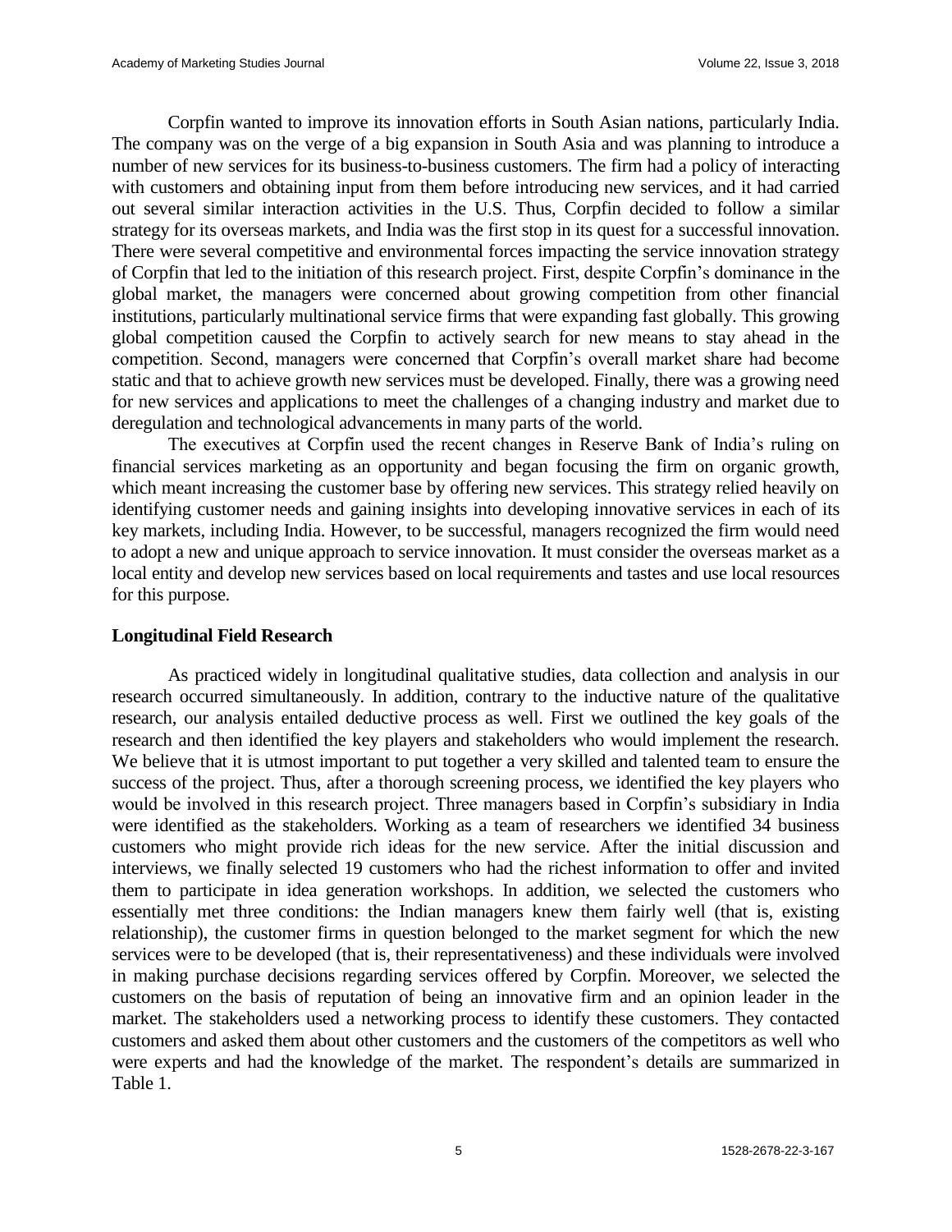Corpfin wanted to improve its innovation efforts in South Asian nations, particularly India. The company was on the verge of a big expansion in South Asia and was planning to introduce a number of new services for its business-to-business customers. The firm had a policy of interacting with customers and obtaining input from them before introducing new services, and it had carried out several similar interaction activities in the U.S. Thus, Corpfin decided to follow a similar strategy for its overseas markets, and India was the first stop in its quest for a successful innovation. There were several competitive and environmental forces impacting the service innovation strategy of Corpfin that led to the initiation of this research project. First, despite Corpfin's dominance in the global market, the managers were concerned about growing competition from other financial institutions, particularly multinational service firms that were expanding fast globally. This growing global competition caused the Corpfin to actively search for new means to stay ahead in the competition. Second, managers were concerned that Corpfin's overall market share had become static and that to achieve growth new services must be developed. Finally, there was a growing need for new services and applications to meet the challenges of a changing industry and market due to deregulation and technological advancements in many parts of the world.

The executives at Corpfin used the recent changes in Reserve Bank of India's ruling on financial services marketing as an opportunity and began focusing the firm on organic growth, which meant increasing the customer base by offering new services. This strategy relied heavily on identifying customer needs and gaining insights into developing innovative services in each of its key markets, including India. However, to be successful, managers recognized the firm would need to adopt a new and unique approach to service innovation. It must consider the overseas market as a local entity and develop new services based on local requirements and tastes and use local resources for this purpose.

## Longitudinal Field Research

As practiced widely in longitudinal qualitative studies, data collection and analysis in our research occurred simultaneously. In addition, contrary to the inductive nature of the qualitative research, our analysis entailed deductive process as well. First we outlined the key goals of the research and then identified the key players and stakeholders who would implement the research. We believe that it is utmost important to put together a very skilled and talented team to ensure the success of the project. Thus, after a thorough screening process, we identified the key players who would be involved in this research project. Three managers based in Corpfin's subsidiary in India were identified as the stakeholders. Working as a team of researchers we identified 34 business customers who might provide rich ideas for the new service. After the initial discussion and interviews, we finally selected 19 customers who had the richest information to offer and invited them to participate in idea generation workshops. In addition, we selected the customers who essentially met three conditions: the Indian managers knew them fairly well (that is, existing relationship), the customer firms in question belonged to the market segment for which the new services were to be developed (that is, their representativeness) and these individuals were involved in making purchase decisions regarding services offered by Corpfin. Moreover, we selected the customers on the basis of reputation of being an innovative firm and an opinion leader in the market. The stakeholders used a networking process to identify these customers. They contacted customers and asked them about other customers and the customers of the competitors as well who were experts and had the knowledge of the market. The respondent's details are summarized in Table 1.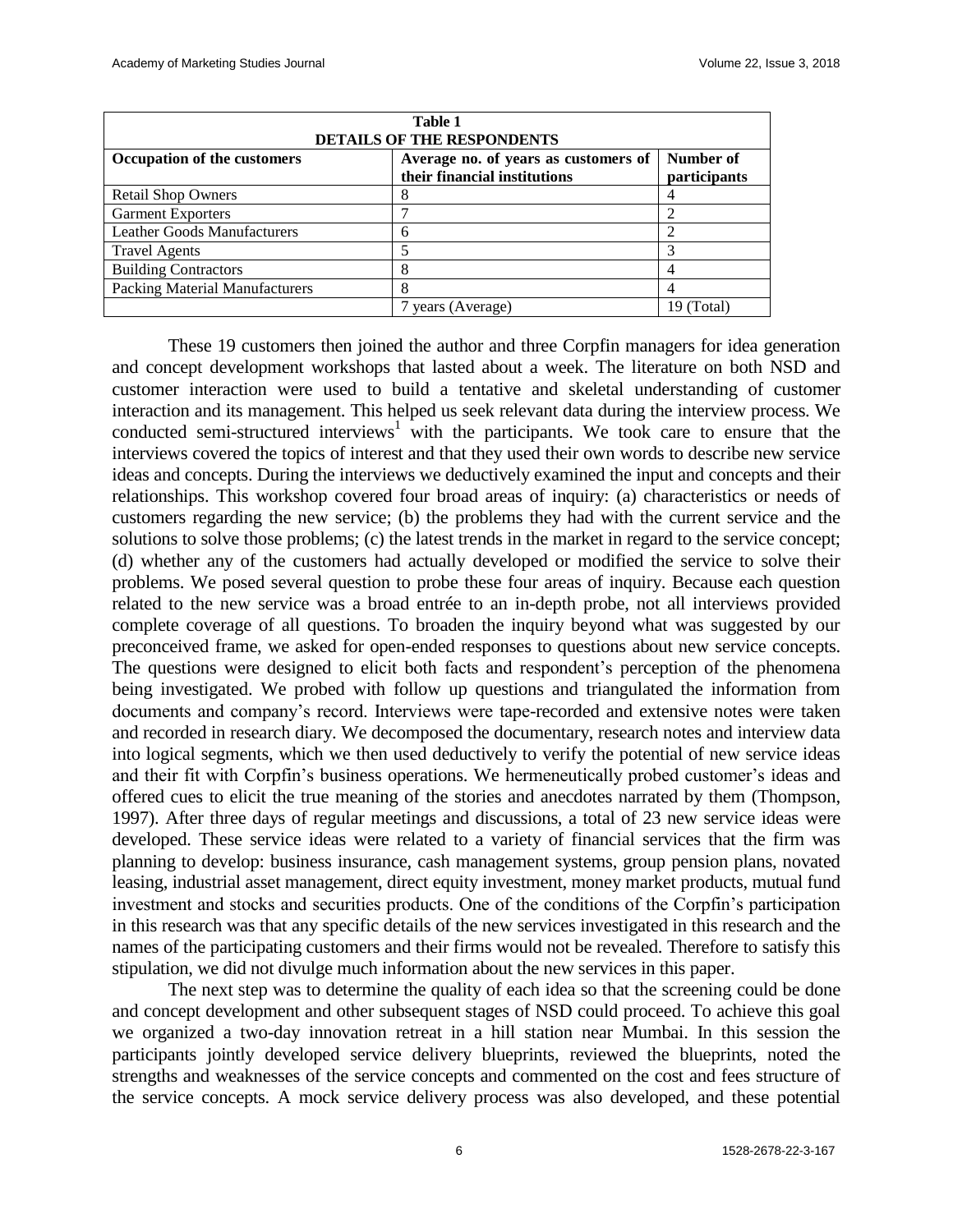**Table 1**
**DETAILS OF THE RESPONDENTS**

| Occupation of the customers | Average no. of years as customers of their financial institutions | Number of participants |
|---|---|---|
| Retail Shop Owners | 8 | 4 |
| Garment Exporters | 7 | 2 |
| Leather Goods Manufacturers | 6 | 2 |
| Travel Agents | 5 | 3 |
| Building Contractors | 8 | 4 |
| Packing Material Manufacturers | 8 | 4 |
| | 7 years (Average) | 19 (Total) |

These 19 customers then joined the author and three Corpfin managers for idea generation and concept development workshops that lasted about a week. The literature on both NSD and customer interaction were used to build a tentative and skeletal understanding of customer interaction and its management. This helped us seek relevant data during the interview process. We conducted semi-structured interviews[1] with the participants. We took care to ensure that the interviews covered the topics of interest and that they used their own words to describe new service ideas and concepts. During the interviews we deductively examined the input and concepts and their relationships. This workshop covered four broad areas of inquiry: (a) characteristics or needs of customers regarding the new service; (b) the problems they had with the current service and the solutions to solve those problems; (c) the latest trends in the market in regard to the service concept; (d) whether any of the customers had actually developed or modified the service to solve their problems. We posed several question to probe these four areas of inquiry. Because each question related to the new service was a broad entrée to an in-depth probe, not all interviews provided complete coverage of all questions. To broaden the inquiry beyond what was suggested by our preconceived frame, we asked for open-ended responses to questions about new service concepts. The questions were designed to elicit both facts and respondent's perception of the phenomena being investigated. We probed with follow up questions and triangulated the information from documents and company's record. Interviews were tape-recorded and extensive notes were taken and recorded in research diary. We decomposed the documentary, research notes and interview data into logical segments, which we then used deductively to verify the potential of new service ideas and their fit with Corpfin's business operations. We hermeneutically probed customer's ideas and offered cues to elicit the true meaning of the stories and anecdotes narrated by them (Thompson, 1997). After three days of regular meetings and discussions, a total of 23 new service ideas were developed. These service ideas were related to a variety of financial services that the firm was planning to develop: business insurance, cash management systems, group pension plans, novated leasing, industrial asset management, direct equity investment, money market products, mutual fund investment and stocks and securities products. One of the conditions of the Corpfin's participation in this research was that any specific details of the new services investigated in this research and the names of the participating customers and their firms would not be revealed. Therefore to satisfy this stipulation, we did not divulge much information about the new services in this paper.

The next step was to determine the quality of each idea so that the screening could be done and concept development and other subsequent stages of NSD could proceed. To achieve this goal we organized a two-day innovation retreat in a hill station near Mumbai. In this session the participants jointly developed service delivery blueprints, reviewed the blueprints, noted the strengths and weaknesses of the service concepts and commented on the cost and fees structure of the service concepts. A mock service delivery process was also developed, and these potential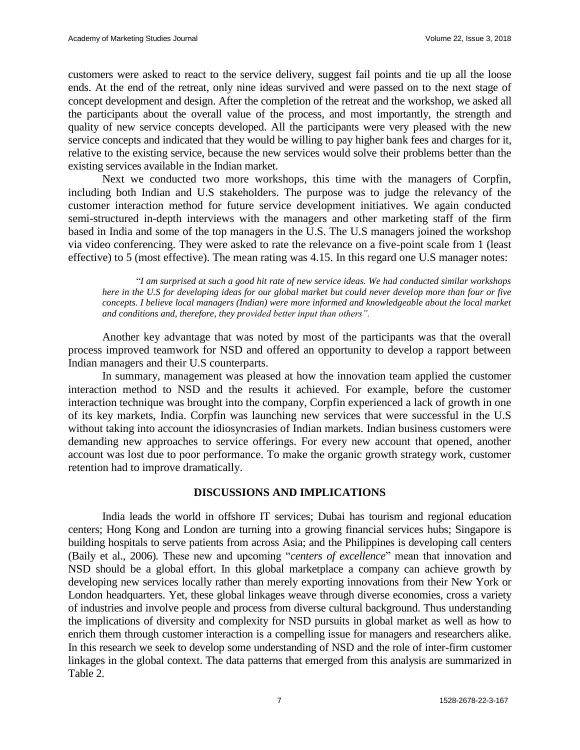customers were asked to react to the service delivery, suggest fail points and tie up all the loose ends. At the end of the retreat, only nine ideas survived and were passed on to the next stage of concept development and design. After the completion of the retreat and the workshop, we asked all the participants about the overall value of the process, and most importantly, the strength and quality of new service concepts developed. All the participants were very pleased with the new service concepts and indicated that they would be willing to pay higher bank fees and charges for it, relative to the existing service, because the new services would solve their problems better than the existing services available in the Indian market.

Next we conducted two more workshops, this time with the managers of Corpfin, including both Indian and U.S stakeholders. The purpose was to judge the relevancy of the customer interaction method for future service development initiatives. We again conducted semi-structured in-depth interviews with the managers and other marketing staff of the firm based in India and some of the top managers in the U.S. The U.S managers joined the workshop via video conferencing. They were asked to rate the relevance on a five-point scale from 1 (least effective) to 5 (most effective). The mean rating was 4.15. In this regard one U.S manager notes:

> "*I am surprised at such a good hit rate of new service ideas. We had conducted similar workshops here in the U.S for developing ideas for our global market but could never develop more than four or five concepts. I believe local managers (Indian) were more informed and knowledgeable about the local market and conditions and, therefore, they provided better input than others".*

Another key advantage that was noted by most of the participants was that the overall process improved teamwork for NSD and offered an opportunity to develop a rapport between Indian managers and their U.S counterparts.

In summary, management was pleased at how the innovation team applied the customer interaction method to NSD and the results it achieved. For example, before the customer interaction technique was brought into the company, Corpfin experienced a lack of growth in one of its key markets, India. Corpfin was launching new services that were successful in the U.S without taking into account the idiosyncrasies of Indian markets. Indian business customers were demanding new approaches to service offerings. For every new account that opened, another account was lost due to poor performance. To make the organic growth strategy work, customer retention had to improve dramatically.

## DISCUSSIONS AND IMPLICATIONS

India leads the world in offshore IT services; Dubai has tourism and regional education centers; Hong Kong and London are turning into a growing financial services hubs; Singapore is building hospitals to serve patients from across Asia; and the Philippines is developing call centers (Baily et al., 2006). These new and upcoming "*centers of excellence*" mean that innovation and NSD should be a global effort. In this global marketplace a company can achieve growth by developing new services locally rather than merely exporting innovations from their New York or London headquarters. Yet, these global linkages weave through diverse economies, cross a variety of industries and involve people and process from diverse cultural background. Thus understanding the implications of diversity and complexity for NSD pursuits in global market as well as how to enrich them through customer interaction is a compelling issue for managers and researchers alike. In this research we seek to develop some understanding of NSD and the role of inter-firm customer linkages in the global context. The data patterns that emerged from this analysis are summarized in Table 2.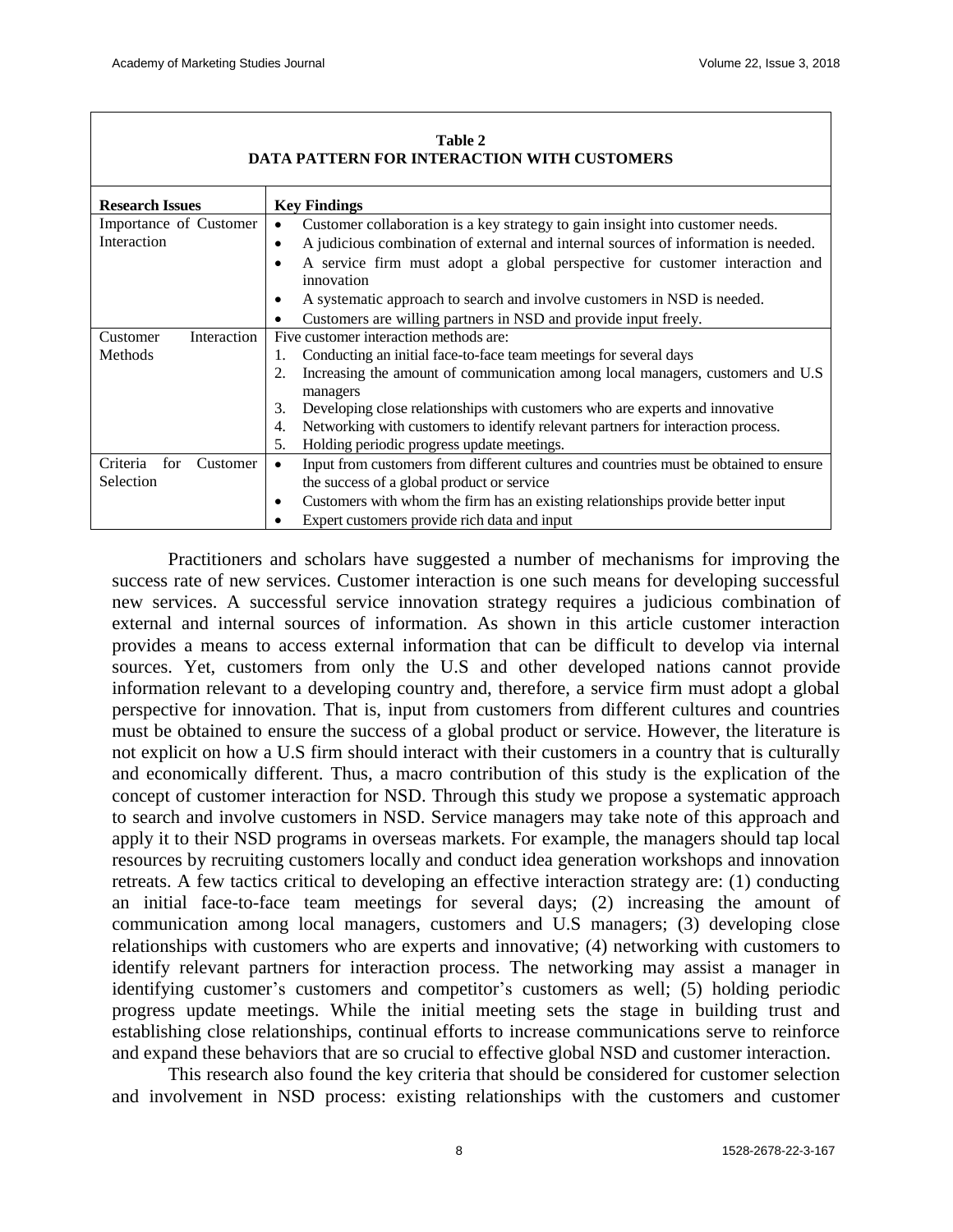**Table 2**
**DATA PATTERN FOR INTERACTION WITH CUSTOMERS**

| Research Issues | Key Findings |
|---|---|
| Importance of Customer Interaction | • Customer collaboration is a key strategy to gain insight into customer needs. <br>• A judicious combination of external and internal sources of information is needed. <br>• A service firm must adopt a global perspective for customer interaction and innovation <br>• A systematic approach to search and involve customers in NSD is needed. <br>• Customers are willing partners in NSD and provide input freely. |
| Customer Interaction Methods | Five customer interaction methods are: <br>1. Conducting an initial face-to-face team meetings for several days <br>2. Increasing the amount of communication among local managers, customers and U.S managers <br>3. Developing close relationships with customers who are experts and innovative <br>4. Networking with customers to identify relevant partners for interaction process. <br>5. Holding periodic progress update meetings. |
| Criteria for Customer Selection | • Input from customers from different cultures and countries must be obtained to ensure the success of a global product or service <br>• Customers with whom the firm has an existing relationships provide better input <br>• Expert customers provide rich data and input |

Practitioners and scholars have suggested a number of mechanisms for improving the success rate of new services. Customer interaction is one such means for developing successful new services. A successful service innovation strategy requires a judicious combination of external and internal sources of information. As shown in this article customer interaction provides a means to access external information that can be difficult to develop via internal sources. Yet, customers from only the U.S and other developed nations cannot provide information relevant to a developing country and, therefore, a service firm must adopt a global perspective for innovation. That is, input from customers from different cultures and countries must be obtained to ensure the success of a global product or service. However, the literature is not explicit on how a U.S firm should interact with their customers in a country that is culturally and economically different. Thus, a macro contribution of this study is the explication of the concept of customer interaction for NSD. Through this study we propose a systematic approach to search and involve customers in NSD. Service managers may take note of this approach and apply it to their NSD programs in overseas markets. For example, the managers should tap local resources by recruiting customers locally and conduct idea generation workshops and innovation retreats. A few tactics critical to developing an effective interaction strategy are: (1) conducting an initial face-to-face team meetings for several days; (2) increasing the amount of communication among local managers, customers and U.S managers; (3) developing close relationships with customers who are experts and innovative; (4) networking with customers to identify relevant partners for interaction process. The networking may assist a manager in identifying customer's customers and competitor's customers as well; (5) holding periodic progress update meetings. While the initial meeting sets the stage in building trust and establishing close relationships, continual efforts to increase communications serve to reinforce and expand these behaviors that are so crucial to effective global NSD and customer interaction.

This research also found the key criteria that should be considered for customer selection and involvement in NSD process: existing relationships with the customers and customer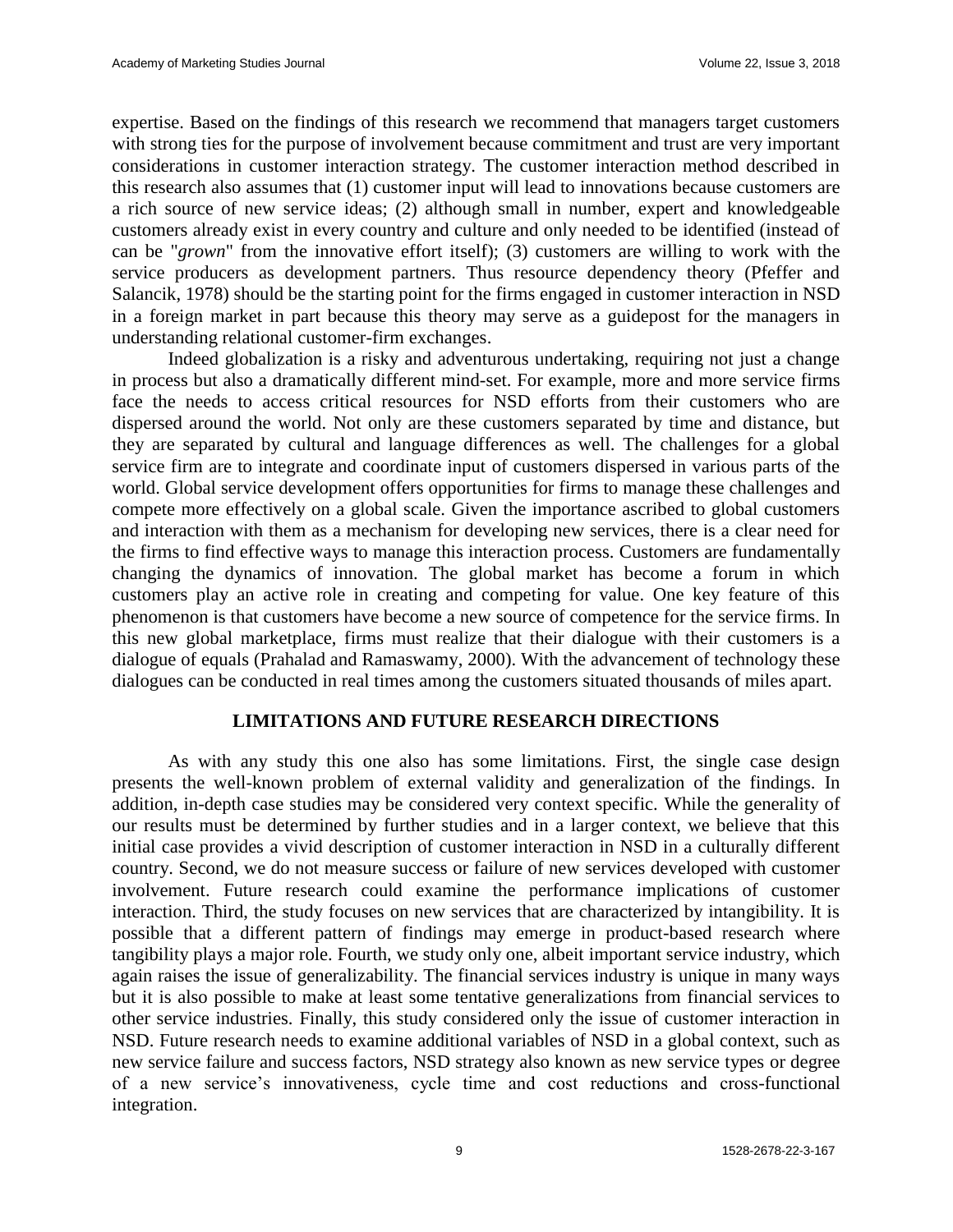expertise. Based on the findings of this research we recommend that managers target customers with strong ties for the purpose of involvement because commitment and trust are very important considerations in customer interaction strategy. The customer interaction method described in this research also assumes that (1) customer input will lead to innovations because customers are a rich source of new service ideas; (2) although small in number, expert and knowledgeable customers already exist in every country and culture and only needed to be identified (instead of can be "*grown*" from the innovative effort itself); (3) customers are willing to work with the service producers as development partners. Thus resource dependency theory (Pfeffer and Salancik, 1978) should be the starting point for the firms engaged in customer interaction in NSD in a foreign market in part because this theory may serve as a guidepost for the managers in understanding relational customer-firm exchanges.

Indeed globalization is a risky and adventurous undertaking, requiring not just a change in process but also a dramatically different mind-set. For example, more and more service firms face the needs to access critical resources for NSD efforts from their customers who are dispersed around the world. Not only are these customers separated by time and distance, but they are separated by cultural and language differences as well. The challenges for a global service firm are to integrate and coordinate input of customers dispersed in various parts of the world. Global service development offers opportunities for firms to manage these challenges and compete more effectively on a global scale. Given the importance ascribed to global customers and interaction with them as a mechanism for developing new services, there is a clear need for the firms to find effective ways to manage this interaction process. Customers are fundamentally changing the dynamics of innovation. The global market has become a forum in which customers play an active role in creating and competing for value. One key feature of this phenomenon is that customers have become a new source of competence for the service firms. In this new global marketplace, firms must realize that their dialogue with their customers is a dialogue of equals (Prahalad and Ramaswamy, 2000). With the advancement of technology these dialogues can be conducted in real times among the customers situated thousands of miles apart.

## LIMITATIONS AND FUTURE RESEARCH DIRECTIONS

As with any study this one also has some limitations. First, the single case design presents the well-known problem of external validity and generalization of the findings. In addition, in-depth case studies may be considered very context specific. While the generality of our results must be determined by further studies and in a larger context, we believe that this initial case provides a vivid description of customer interaction in NSD in a culturally different country. Second, we do not measure success or failure of new services developed with customer involvement. Future research could examine the performance implications of customer interaction. Third, the study focuses on new services that are characterized by intangibility. It is possible that a different pattern of findings may emerge in product-based research where tangibility plays a major role. Fourth, we study only one, albeit important service industry, which again raises the issue of generalizability. The financial services industry is unique in many ways but it is also possible to make at least some tentative generalizations from financial services to other service industries. Finally, this study considered only the issue of customer interaction in NSD. Future research needs to examine additional variables of NSD in a global context, such as new service failure and success factors, NSD strategy also known as new service types or degree of a new service's innovativeness, cycle time and cost reductions and cross-functional integration.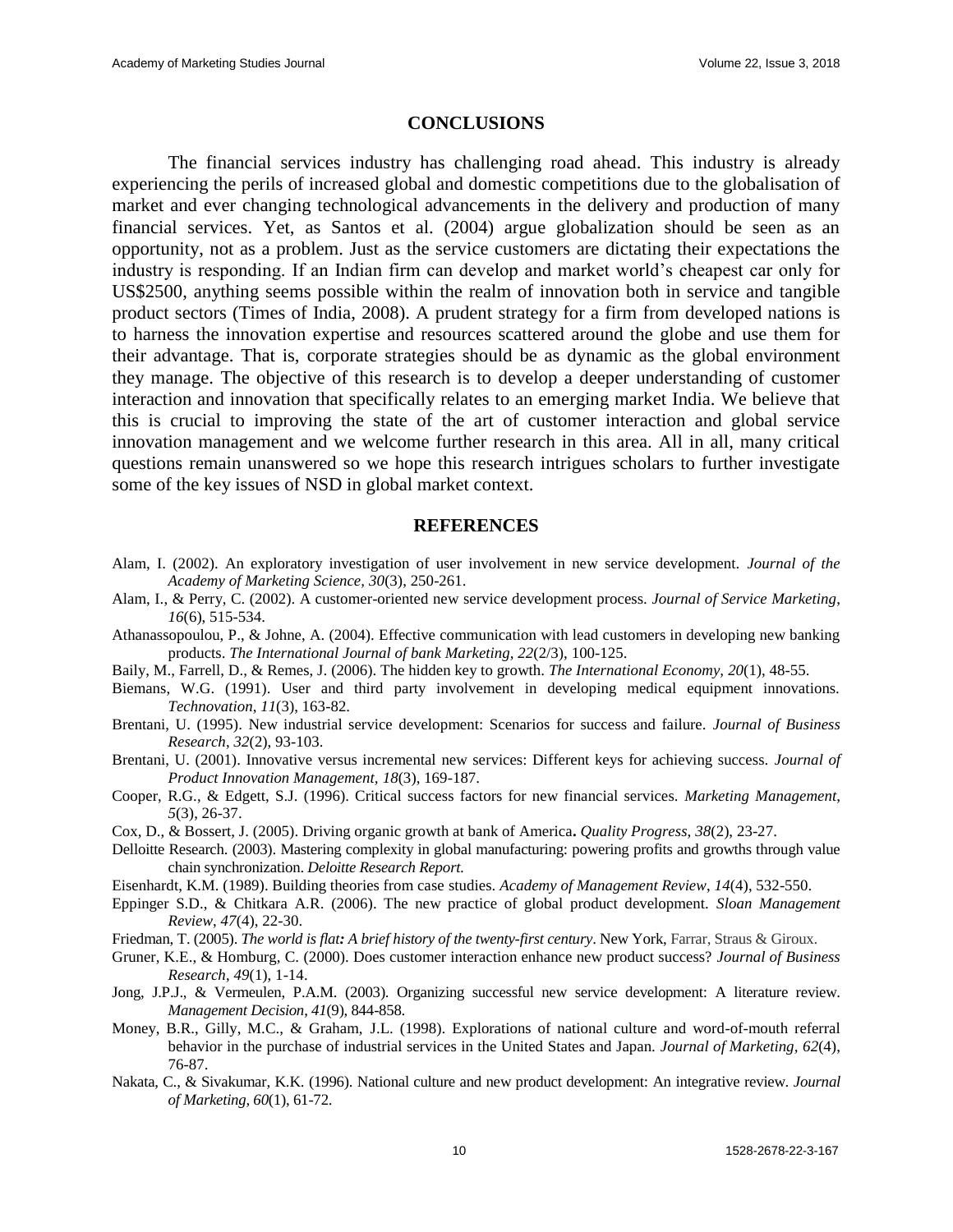## CONCLUSIONS

The financial services industry has challenging road ahead. This industry is already experiencing the perils of increased global and domestic competitions due to the globalisation of market and ever changing technological advancements in the delivery and production of many financial services. Yet, as Santos et al. (2004) argue globalization should be seen as an opportunity, not as a problem. Just as the service customers are dictating their expectations the industry is responding. If an Indian firm can develop and market world's cheapest car only for US$2500, anything seems possible within the realm of innovation both in service and tangible product sectors (Times of India, 2008). A prudent strategy for a firm from developed nations is to harness the innovation expertise and resources scattered around the globe and use them for their advantage. That is, corporate strategies should be as dynamic as the global environment they manage. The objective of this research is to develop a deeper understanding of customer interaction and innovation that specifically relates to an emerging market India. We believe that this is crucial to improving the state of the art of customer interaction and global service innovation management and we welcome further research in this area. All in all, many critical questions remain unanswered so we hope this research intrigues scholars to further investigate some of the key issues of NSD in global market context.

## REFERENCES

Alam, I. (2002). An exploratory investigation of user involvement in new service development. *Journal of the Academy of Marketing Science, 30*(3), 250-261.

Alam, I., & Perry, C. (2002). A customer-oriented new service development process. *Journal of Service Marketing, 16*(6), 515-534.

Athanassopoulou, P., & Johne, A. (2004). Effective communication with lead customers in developing new banking products. *The International Journal of bank Marketing, 22*(2/3), 100-125.

Baily, M., Farrell, D., & Remes, J. (2006). The hidden key to growth. *The International Economy, 20*(1), 48-55.

Biemans, W.G. (1991). User and third party involvement in developing medical equipment innovations. *Technovation, 11*(3), 163-82.

Brentani, U. (1995). New industrial service development: Scenarios for success and failure. *Journal of Business Research, 32*(2), 93-103.

Brentani, U. (2001). Innovative versus incremental new services: Different keys for achieving success. *Journal of Product Innovation Management, 18*(3), 169-187.

Cooper, R.G., & Edgett, S.J. (1996). Critical success factors for new financial services. *Marketing Management, 5*(3), 26-37.

Cox, D., & Bossert, J. (2005). Driving organic growth at bank of America**.** *Quality Progress, 38*(2), 23-27.

Delloitte Research. (2003). Mastering complexity in global manufacturing: powering profits and growths through value chain synchronization. *Deloitte Research Report.*

Eisenhardt, K.M. (1989). Building theories from case studies. *Academy of Management Review*, *14*(4), 532-550.

Eppinger S.D., & Chitkara A.R. (2006). The new practice of global product development. *Sloan Management Review*, *47*(4), 22-30.

Friedman, T. (2005). *The world is flat: A brief history of the twenty-first century*. New York, Farrar, Straus & Giroux.

Gruner, K.E., & Homburg, C. (2000). Does customer interaction enhance new product success? *Journal of Business Research*, *49*(1), 1-14.

Jong, J.P.J., & Vermeulen, P.A.M. (2003). Organizing successful new service development: A literature review. *Management Decision*, *41*(9), 844-858.

Money, B.R., Gilly, M.C., & Graham, J.L. (1998). Explorations of national culture and word-of-mouth referral behavior in the purchase of industrial services in the United States and Japan. *Journal of Marketing, 62*(4), 76-87.

Nakata, C., & Sivakumar, K.K. (1996). National culture and new product development: An integrative review. *Journal of Marketing, 60*(1), 61-72.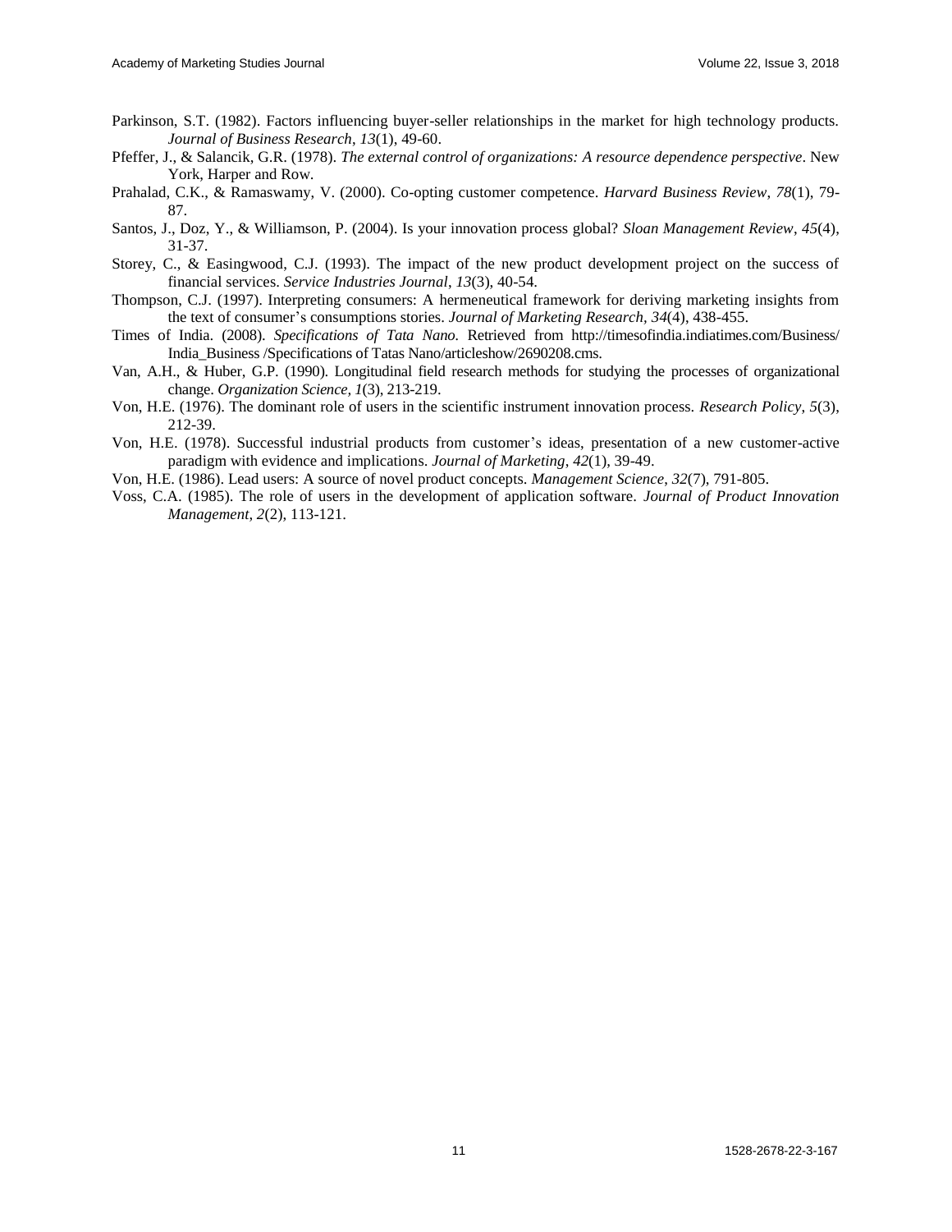Parkinson, S.T. (1982). Factors influencing buyer-seller relationships in the market for high technology products. *Journal of Business Research*, *13*(1), 49-60.

Pfeffer, J., & Salancik, G.R. (1978). *The external control of organizations: A resource dependence perspective*. New York, Harper and Row.

Prahalad, C.K., & Ramaswamy, V. (2000). Co-opting customer competence. *Harvard Business Review, 78*(1), 79-87.

Santos, J., Doz, Y., & Williamson, P. (2004). Is your innovation process global? *Sloan Management Review*, *45*(4), 31-37.

Storey, C., & Easingwood, C.J. (1993). The impact of the new product development project on the success of financial services. *Service Industries Journal*, *13*(3), 40-54.

Thompson, C.J. (1997). Interpreting consumers: A hermeneutical framework for deriving marketing insights from the text of consumer's consumptions stories. *Journal of Marketing Research*, *34*(4), 438-455.

Times of India. (2008). *Specifications of Tata Nano.* Retrieved from http://timesofindia.indiatimes.com/Business/India_Business /Specifications of Tatas Nano/articleshow/2690208.cms.

Van, A.H., & Huber, G.P. (1990). Longitudinal field research methods for studying the processes of organizational change. *Organization Science, 1*(3), 213-219.

Von, H.E. (1976). The dominant role of users in the scientific instrument innovation process. *Research Policy*, *5*(3), 212-39.

Von, H.E. (1978). Successful industrial products from customer's ideas, presentation of a new customer-active paradigm with evidence and implications. *Journal of Marketing*, *42*(1), 39-49.

Von, H.E. (1986). Lead users: A source of novel product concepts. *Management Science*, *32*(7), 791-805.

Voss, C.A. (1985). The role of users in the development of application software. *Journal of Product Innovation Management*, *2*(2), 113-121.